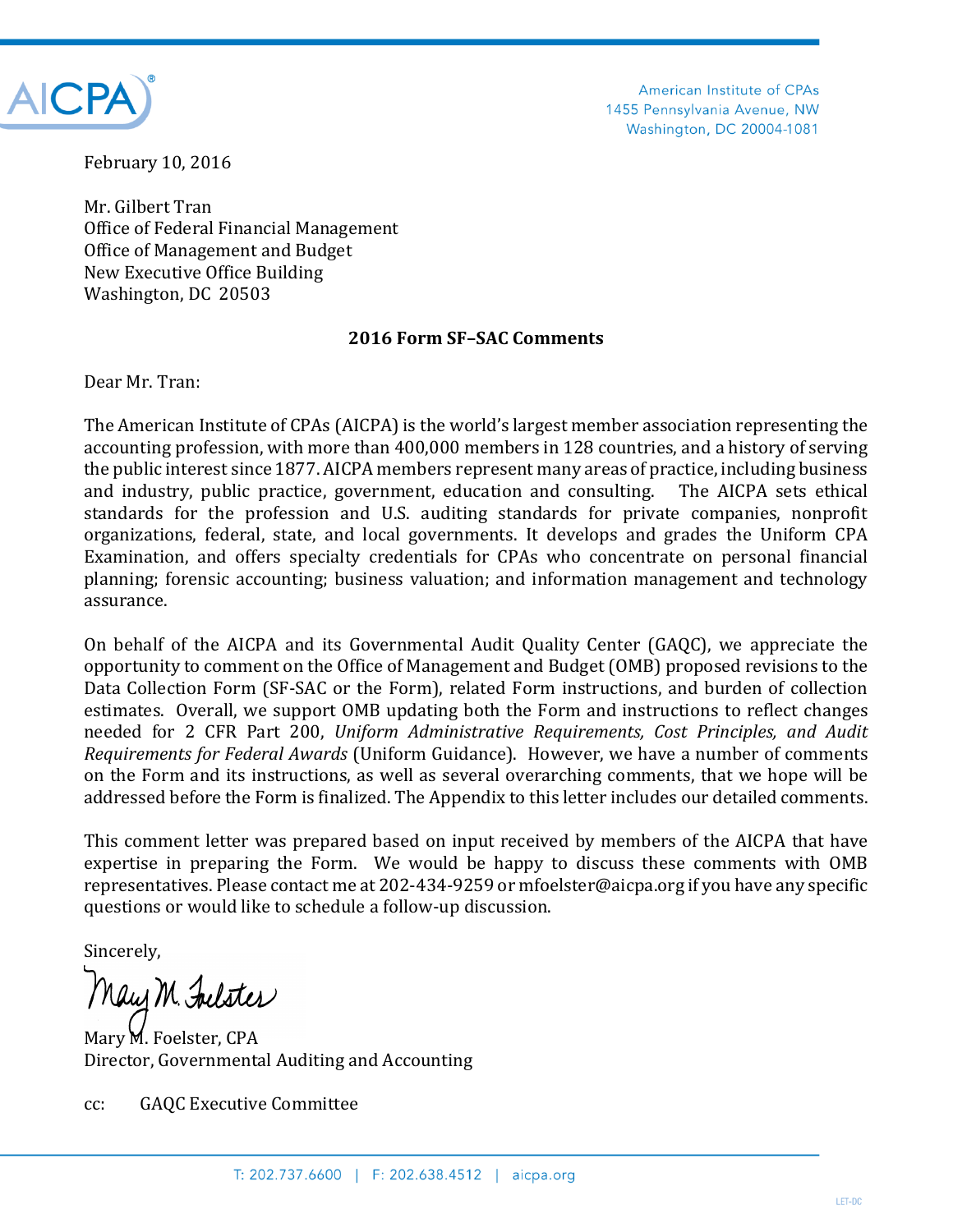AICPA

American Institute of CPAs
1455 Pennsylvania Avenue, NW
Washington, DC 20004-1081

February 10, 2016

Mr. Gilbert Tran
Office of Federal Financial Management
Office of Management and Budget
New Executive Office Building
Washington, DC 20503

**2016 Form SF–SAC Comments**

Dear Mr. Tran:

The American Institute of CPAs (AICPA) is the world's largest member association representing the accounting profession, with more than 400,000 members in 128 countries, and a history of serving the public interest since 1877. AICPA members represent many areas of practice, including business and industry, public practice, government, education and consulting. The AICPA sets ethical standards for the profession and U.S. auditing standards for private companies, nonprofit organizations, federal, state, and local governments. It develops and grades the Uniform CPA Examination, and offers specialty credentials for CPAs who concentrate on personal financial planning; forensic accounting; business valuation; and information management and technology assurance.

On behalf of the AICPA and its Governmental Audit Quality Center (GAQC), we appreciate the opportunity to comment on the Office of Management and Budget (OMB) proposed revisions to the Data Collection Form (SF-SAC or the Form), related Form instructions, and burden of collection estimates. Overall, we support OMB updating both the Form and instructions to reflect changes needed for 2 CFR Part 200, *Uniform Administrative Requirements, Cost Principles, and Audit Requirements for Federal Awards* (Uniform Guidance). However, we have a number of comments on the Form and its instructions, as well as several overarching comments, that we hope will be addressed before the Form is finalized. The Appendix to this letter includes our detailed comments.

This comment letter was prepared based on input received by members of the AICPA that have expertise in preparing the Form. We would be happy to discuss these comments with OMB representatives. Please contact me at 202-434-9259 or mfoelster@aicpa.org if you have any specific questions or would like to schedule a follow-up discussion.

Sincerely,

Mary M. Foelster

Mary M. Foelster, CPA
Director, Governmental Auditing and Accounting

cc: GAQC Executive Committee

T: 202.737.6600 | F: 202.638.4512 | aicpa.org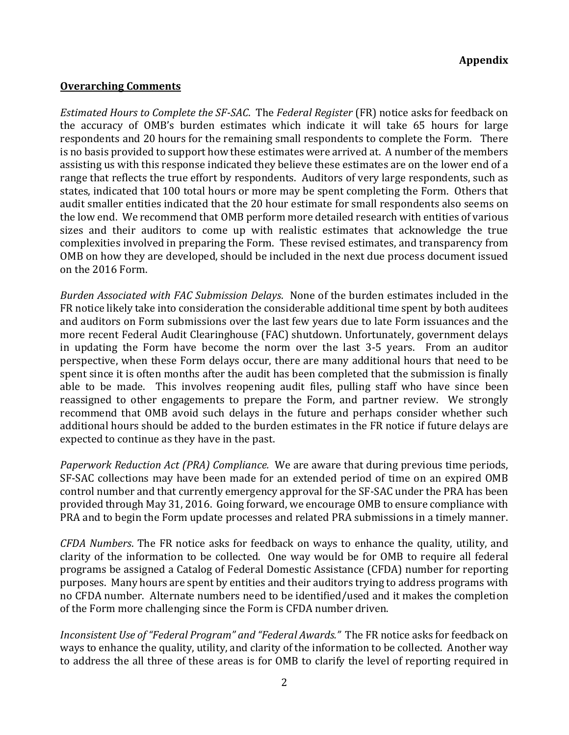**Appendix**

**Overarching Comments**

*Estimated Hours to Complete the SF-SAC*. The *Federal Register* (FR) notice asks for feedback on the accuracy of OMB's burden estimates which indicate it will take 65 hours for large respondents and 20 hours for the remaining small respondents to complete the Form. There is no basis provided to support how these estimates were arrived at. A number of the members assisting us with this response indicated they believe these estimates are on the lower end of a range that reflects the true effort by respondents. Auditors of very large respondents, such as states, indicated that 100 total hours or more may be spent completing the Form. Others that audit smaller entities indicated that the 20 hour estimate for small respondents also seems on the low end. We recommend that OMB perform more detailed research with entities of various sizes and their auditors to come up with realistic estimates that acknowledge the true complexities involved in preparing the Form. These revised estimates, and transparency from OMB on how they are developed, should be included in the next due process document issued on the 2016 Form.

*Burden Associated with FAC Submission Delays*. None of the burden estimates included in the FR notice likely take into consideration the considerable additional time spent by both auditees and auditors on Form submissions over the last few years due to late Form issuances and the more recent Federal Audit Clearinghouse (FAC) shutdown. Unfortunately, government delays in updating the Form have become the norm over the last 3-5 years. From an auditor perspective, when these Form delays occur, there are many additional hours that need to be spent since it is often months after the audit has been completed that the submission is finally able to be made. This involves reopening audit files, pulling staff who have since been reassigned to other engagements to prepare the Form, and partner review. We strongly recommend that OMB avoid such delays in the future and perhaps consider whether such additional hours should be added to the burden estimates in the FR notice if future delays are expected to continue as they have in the past.

*Paperwork Reduction Act (PRA) Compliance.* We are aware that during previous time periods, SF-SAC collections may have been made for an extended period of time on an expired OMB control number and that currently emergency approval for the SF-SAC under the PRA has been provided through May 31, 2016. Going forward, we encourage OMB to ensure compliance with PRA and to begin the Form update processes and related PRA submissions in a timely manner.

*CFDA Numbers*. The FR notice asks for feedback on ways to enhance the quality, utility, and clarity of the information to be collected. One way would be for OMB to require all federal programs be assigned a Catalog of Federal Domestic Assistance (CFDA) number for reporting purposes. Many hours are spent by entities and their auditors trying to address programs with no CFDA number. Alternate numbers need to be identified/used and it makes the completion of the Form more challenging since the Form is CFDA number driven.

*Inconsistent Use of "Federal Program" and "Federal Awards."* The FR notice asks for feedback on ways to enhance the quality, utility, and clarity of the information to be collected. Another way to address the all three of these areas is for OMB to clarify the level of reporting required in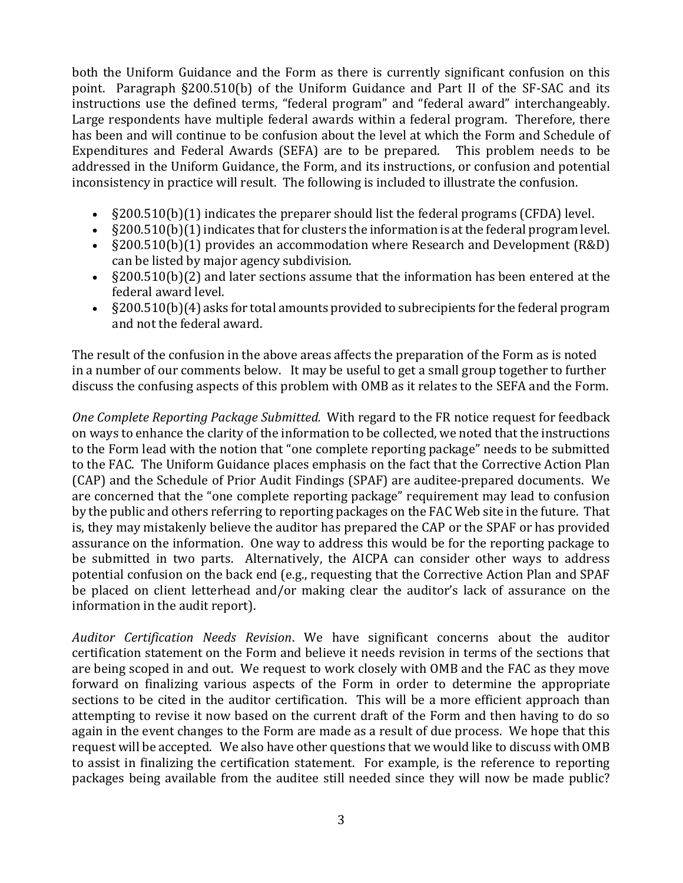both the Uniform Guidance and the Form as there is currently significant confusion on this point. Paragraph §200.510(b) of the Uniform Guidance and Part II of the SF-SAC and its instructions use the defined terms, "federal program" and "federal award" interchangeably. Large respondents have multiple federal awards within a federal program. Therefore, there has been and will continue to be confusion about the level at which the Form and Schedule of Expenditures and Federal Awards (SEFA) are to be prepared. This problem needs to be addressed in the Uniform Guidance, the Form, and its instructions, or confusion and potential inconsistency in practice will result. The following is included to illustrate the confusion.

- §200.510(b)(1) indicates the preparer should list the federal programs (CFDA) level.
- §200.510(b)(1) indicates that for clusters the information is at the federal program level.
- §200.510(b)(1) provides an accommodation where Research and Development (R&D) can be listed by major agency subdivision.
- §200.510(b)(2) and later sections assume that the information has been entered at the federal award level.
- §200.510(b)(4) asks for total amounts provided to subrecipients for the federal program and not the federal award.

The result of the confusion in the above areas affects the preparation of the Form as is noted in a number of our comments below. It may be useful to get a small group together to further discuss the confusing aspects of this problem with OMB as it relates to the SEFA and the Form.

*One Complete Reporting Package Submitted.* With regard to the FR notice request for feedback on ways to enhance the clarity of the information to be collected, we noted that the instructions to the Form lead with the notion that "one complete reporting package" needs to be submitted to the FAC. The Uniform Guidance places emphasis on the fact that the Corrective Action Plan (CAP) and the Schedule of Prior Audit Findings (SPAF) are auditee-prepared documents. We are concerned that the "one complete reporting package" requirement may lead to confusion by the public and others referring to reporting packages on the FAC Web site in the future. That is, they may mistakenly believe the auditor has prepared the CAP or the SPAF or has provided assurance on the information. One way to address this would be for the reporting package to be submitted in two parts. Alternatively, the AICPA can consider other ways to address potential confusion on the back end (e.g., requesting that the Corrective Action Plan and SPAF be placed on client letterhead and/or making clear the auditor's lack of assurance on the information in the audit report).

*Auditor Certification Needs Revision*. We have significant concerns about the auditor certification statement on the Form and believe it needs revision in terms of the sections that are being scoped in and out. We request to work closely with OMB and the FAC as they move forward on finalizing various aspects of the Form in order to determine the appropriate sections to be cited in the auditor certification. This will be a more efficient approach than attempting to revise it now based on the current draft of the Form and then having to do so again in the event changes to the Form are made as a result of due process. We hope that this request will be accepted. We also have other questions that we would like to discuss with OMB to assist in finalizing the certification statement. For example, is the reference to reporting packages being available from the auditee still needed since they will now be made public?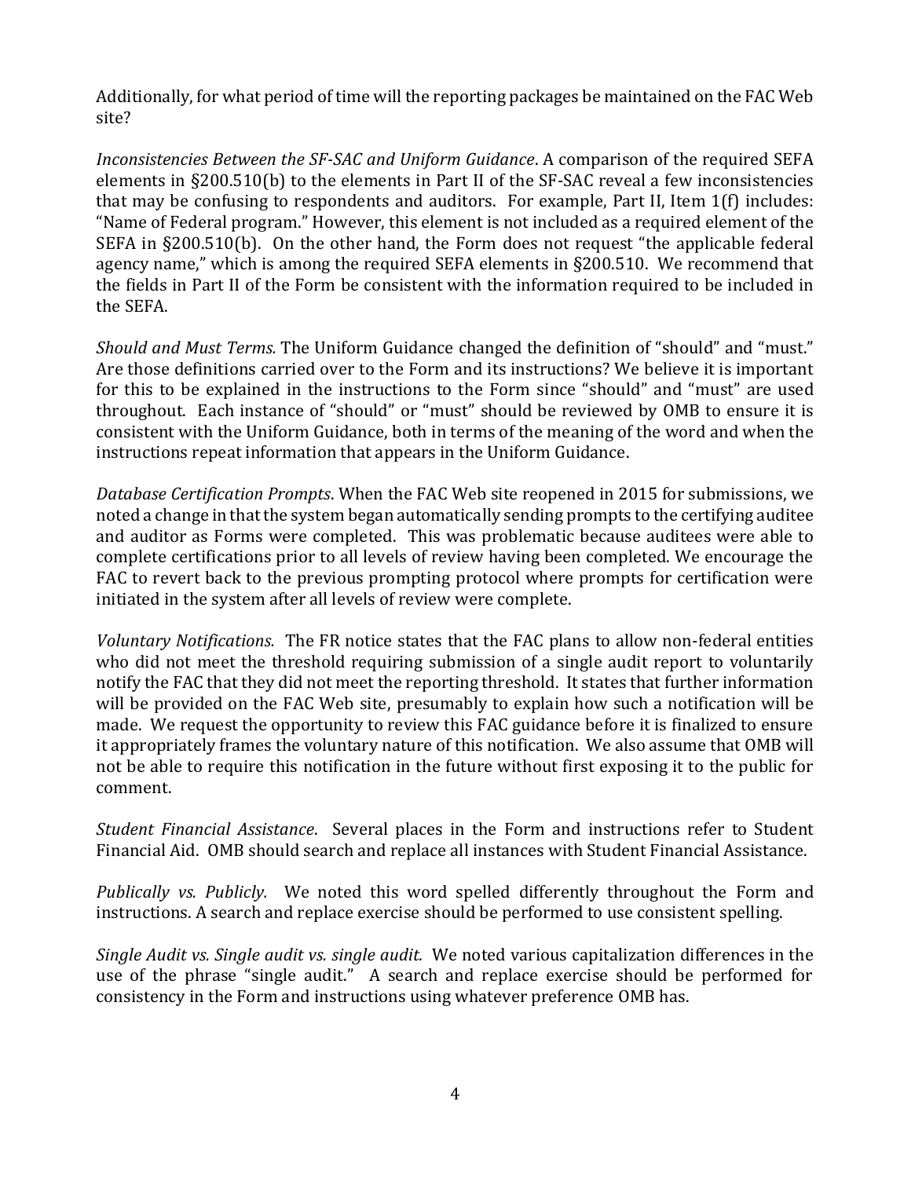Additionally, for what period of time will the reporting packages be maintained on the FAC Web site?

*Inconsistencies Between the SF-SAC and Uniform Guidance*. A comparison of the required SEFA elements in §200.510(b) to the elements in Part II of the SF-SAC reveal a few inconsistencies that may be confusing to respondents and auditors. For example, Part II, Item 1(f) includes: "Name of Federal program." However, this element is not included as a required element of the SEFA in §200.510(b). On the other hand, the Form does not request "the applicable federal agency name," which is among the required SEFA elements in §200.510. We recommend that the fields in Part II of the Form be consistent with the information required to be included in the SEFA.

*Should and Must Terms.* The Uniform Guidance changed the definition of "should" and "must." Are those definitions carried over to the Form and its instructions? We believe it is important for this to be explained in the instructions to the Form since "should" and "must" are used throughout. Each instance of "should" or "must" should be reviewed by OMB to ensure it is consistent with the Uniform Guidance, both in terms of the meaning of the word and when the instructions repeat information that appears in the Uniform Guidance.

*Database Certification Prompts*. When the FAC Web site reopened in 2015 for submissions, we noted a change in that the system began automatically sending prompts to the certifying auditee and auditor as Forms were completed. This was problematic because auditees were able to complete certifications prior to all levels of review having been completed. We encourage the FAC to revert back to the previous prompting protocol where prompts for certification were initiated in the system after all levels of review were complete.

*Voluntary Notifications.* The FR notice states that the FAC plans to allow non-federal entities who did not meet the threshold requiring submission of a single audit report to voluntarily notify the FAC that they did not meet the reporting threshold. It states that further information will be provided on the FAC Web site, presumably to explain how such a notification will be made. We request the opportunity to review this FAC guidance before it is finalized to ensure it appropriately frames the voluntary nature of this notification. We also assume that OMB will not be able to require this notification in the future without first exposing it to the public for comment.

*Student Financial Assistance*. Several places in the Form and instructions refer to Student Financial Aid. OMB should search and replace all instances with Student Financial Assistance.

*Publically vs. Publicly.* We noted this word spelled differently throughout the Form and instructions. A search and replace exercise should be performed to use consistent spelling.

*Single Audit vs. Single audit vs. single audit.* We noted various capitalization differences in the use of the phrase "single audit." A search and replace exercise should be performed for consistency in the Form and instructions using whatever preference OMB has.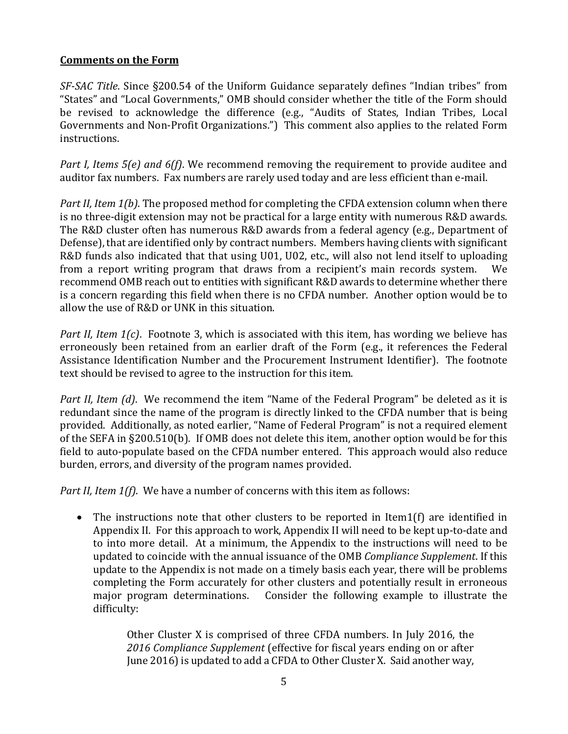**Comments on the Form**

*SF-SAC Title*. Since §200.54 of the Uniform Guidance separately defines "Indian tribes" from "States" and "Local Governments," OMB should consider whether the title of the Form should be revised to acknowledge the difference (e.g., "Audits of States, Indian Tribes, Local Governments and Non-Profit Organizations.") This comment also applies to the related Form instructions.

*Part I, Items 5(e) and 6(f)*. We recommend removing the requirement to provide auditee and auditor fax numbers. Fax numbers are rarely used today and are less efficient than e-mail.

*Part II, Item 1(b)*. The proposed method for completing the CFDA extension column when there is no three-digit extension may not be practical for a large entity with numerous R&D awards. The R&D cluster often has numerous R&D awards from a federal agency (e.g., Department of Defense), that are identified only by contract numbers. Members having clients with significant R&D funds also indicated that that using U01, U02, etc., will also not lend itself to uploading from a report writing program that draws from a recipient's main records system. We recommend OMB reach out to entities with significant R&D awards to determine whether there is a concern regarding this field when there is no CFDA number. Another option would be to allow the use of R&D or UNK in this situation.

*Part II, Item 1(c)*. Footnote 3, which is associated with this item, has wording we believe has erroneously been retained from an earlier draft of the Form (e.g., it references the Federal Assistance Identification Number and the Procurement Instrument Identifier). The footnote text should be revised to agree to the instruction for this item.

*Part II, Item (d)*. We recommend the item "Name of the Federal Program" be deleted as it is redundant since the name of the program is directly linked to the CFDA number that is being provided. Additionally, as noted earlier, "Name of Federal Program" is not a required element of the SEFA in §200.510(b). If OMB does not delete this item, another option would be for this field to auto-populate based on the CFDA number entered. This approach would also reduce burden, errors, and diversity of the program names provided.

*Part II, Item 1(f)*. We have a number of concerns with this item as follows:

- The instructions note that other clusters to be reported in Item1(f) are identified in Appendix II. For this approach to work, Appendix II will need to be kept up-to-date and to into more detail. At a minimum, the Appendix to the instructions will need to be updated to coincide with the annual issuance of the OMB *Compliance Supplement*. If this update to the Appendix is not made on a timely basis each year, there will be problems completing the Form accurately for other clusters and potentially result in erroneous major program determinations. Consider the following example to illustrate the difficulty:

  > Other Cluster X is comprised of three CFDA numbers. In July 2016, the *2016 Compliance Supplement* (effective for fiscal years ending on or after June 2016) is updated to add a CFDA to Other Cluster X. Said another way,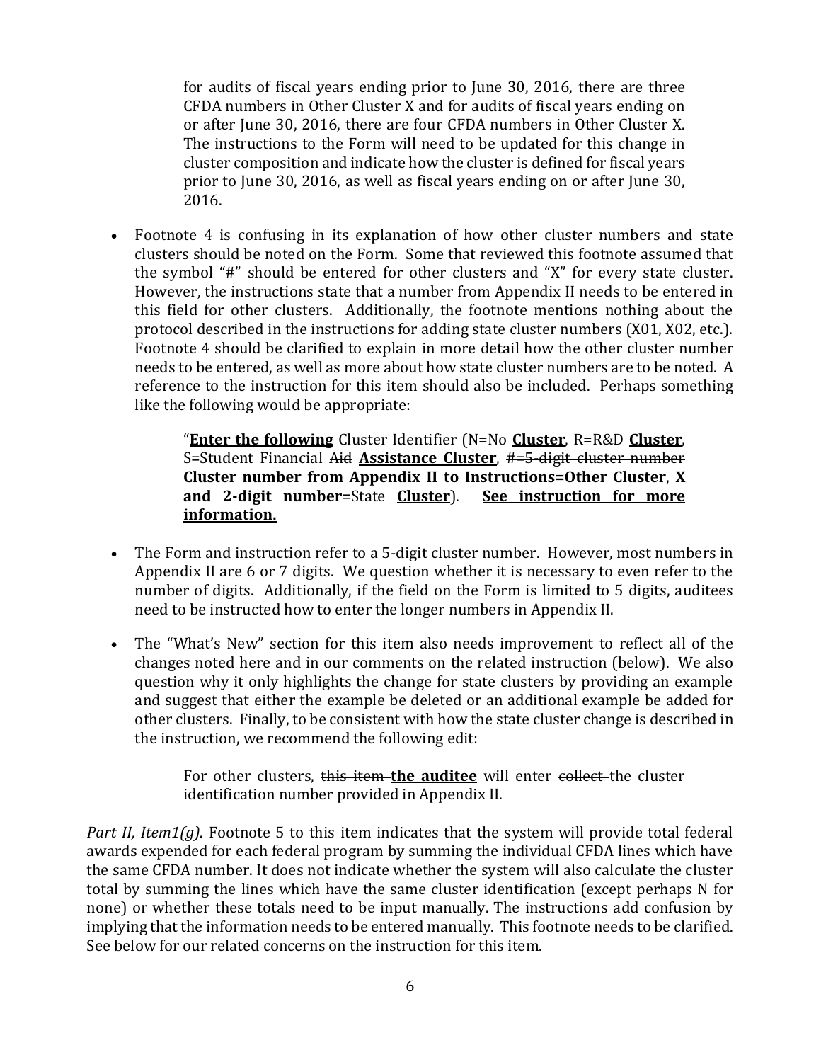for audits of fiscal years ending prior to June 30, 2016, there are three CFDA numbers in Other Cluster X and for audits of fiscal years ending on or after June 30, 2016, there are four CFDA numbers in Other Cluster X. The instructions to the Form will need to be updated for this change in cluster composition and indicate how the cluster is defined for fiscal years prior to June 30, 2016, as well as fiscal years ending on or after June 30, 2016.

- Footnote 4 is confusing in its explanation of how other cluster numbers and state clusters should be noted on the Form. Some that reviewed this footnote assumed that the symbol "#" should be entered for other clusters and "X" for every state cluster. However, the instructions state that a number from Appendix II needs to be entered in this field for other clusters. Additionally, the footnote mentions nothing about the protocol described in the instructions for adding state cluster numbers (X01, X02, etc.). Footnote 4 should be clarified to explain in more detail how the other cluster number needs to be entered, as well as more about how state cluster numbers are to be noted. A reference to the instruction for this item should also be included. Perhaps something like the following would be appropriate:

  > "<u>**Enter the following**</u> Cluster Identifier (N=No <u>**Cluster**</u>, R=R&D <u>**Cluster**</u>, S=Student Financial ~~Aid~~ <u>**Assistance Cluster**</u>, ~~#=5-digit cluster number~~ **Cluster number from Appendix II to Instructions=Other Cluster**, **X and 2-digit number**=State <u>**Cluster**</u>). <u>**See instruction for more information.**</u>

- The Form and instruction refer to a 5-digit cluster number. However, most numbers in Appendix II are 6 or 7 digits. We question whether it is necessary to even refer to the number of digits. Additionally, if the field on the Form is limited to 5 digits, auditees need to be instructed how to enter the longer numbers in Appendix II.

- The "What's New" section for this item also needs improvement to reflect all of the changes noted here and in our comments on the related instruction (below). We also question why it only highlights the change for state clusters by providing an example and suggest that either the example be deleted or an additional example be added for other clusters. Finally, to be consistent with how the state cluster change is described in the instruction, we recommend the following edit:

  > For other clusters, ~~this item~~ <u>**the auditee**</u> will enter ~~collect~~ the cluster identification number provided in Appendix II.

*Part II, Item1(g).* Footnote 5 to this item indicates that the system will provide total federal awards expended for each federal program by summing the individual CFDA lines which have the same CFDA number. It does not indicate whether the system will also calculate the cluster total by summing the lines which have the same cluster identification (except perhaps N for none) or whether these totals need to be input manually. The instructions add confusion by implying that the information needs to be entered manually. This footnote needs to be clarified. See below for our related concerns on the instruction for this item.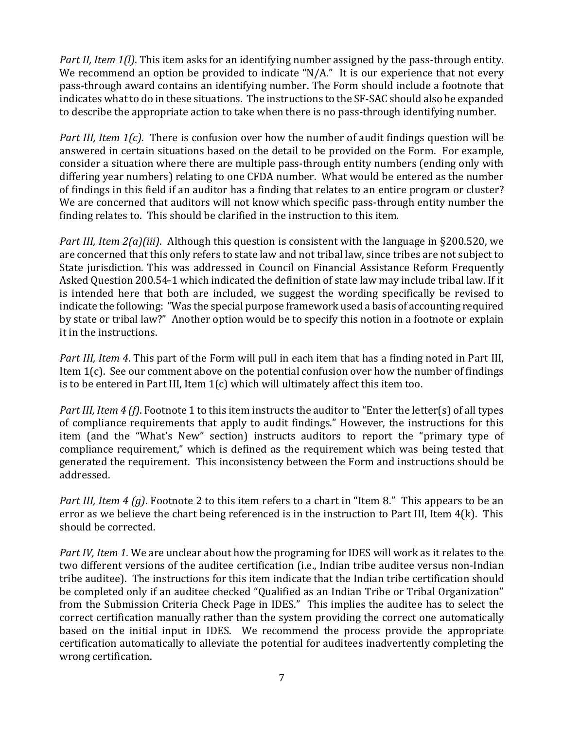*Part II, Item 1(l)*. This item asks for an identifying number assigned by the pass-through entity. We recommend an option be provided to indicate "N/A." It is our experience that not every pass-through award contains an identifying number. The Form should include a footnote that indicates what to do in these situations. The instructions to the SF-SAC should also be expanded to describe the appropriate action to take when there is no pass-through identifying number.

*Part III, Item 1(c)*. There is confusion over how the number of audit findings question will be answered in certain situations based on the detail to be provided on the Form. For example, consider a situation where there are multiple pass-through entity numbers (ending only with differing year numbers) relating to one CFDA number. What would be entered as the number of findings in this field if an auditor has a finding that relates to an entire program or cluster? We are concerned that auditors will not know which specific pass-through entity number the finding relates to. This should be clarified in the instruction to this item.

*Part III, Item 2(a)(iii)*. Although this question is consistent with the language in §200.520, we are concerned that this only refers to state law and not tribal law, since tribes are not subject to State jurisdiction. This was addressed in Council on Financial Assistance Reform Frequently Asked Question 200.54-1 which indicated the definition of state law may include tribal law. If it is intended here that both are included, we suggest the wording specifically be revised to indicate the following: "Was the special purpose framework used a basis of accounting required by state or tribal law?" Another option would be to specify this notion in a footnote or explain it in the instructions.

*Part III, Item 4*. This part of the Form will pull in each item that has a finding noted in Part III, Item 1(c). See our comment above on the potential confusion over how the number of findings is to be entered in Part III, Item 1(c) which will ultimately affect this item too.

*Part III, Item 4 (f)*. Footnote 1 to this item instructs the auditor to "Enter the letter(s) of all types of compliance requirements that apply to audit findings." However, the instructions for this item (and the "What's New" section) instructs auditors to report the "primary type of compliance requirement," which is defined as the requirement which was being tested that generated the requirement. This inconsistency between the Form and instructions should be addressed.

*Part III, Item 4 (g)*. Footnote 2 to this item refers to a chart in "Item 8." This appears to be an error as we believe the chart being referenced is in the instruction to Part III, Item 4(k). This should be corrected.

*Part IV, Item 1*. We are unclear about how the programing for IDES will work as it relates to the two different versions of the auditee certification (i.e., Indian tribe auditee versus non-Indian tribe auditee). The instructions for this item indicate that the Indian tribe certification should be completed only if an auditee checked "Qualified as an Indian Tribe or Tribal Organization" from the Submission Criteria Check Page in IDES." This implies the auditee has to select the correct certification manually rather than the system providing the correct one automatically based on the initial input in IDES. We recommend the process provide the appropriate certification automatically to alleviate the potential for auditees inadvertently completing the wrong certification.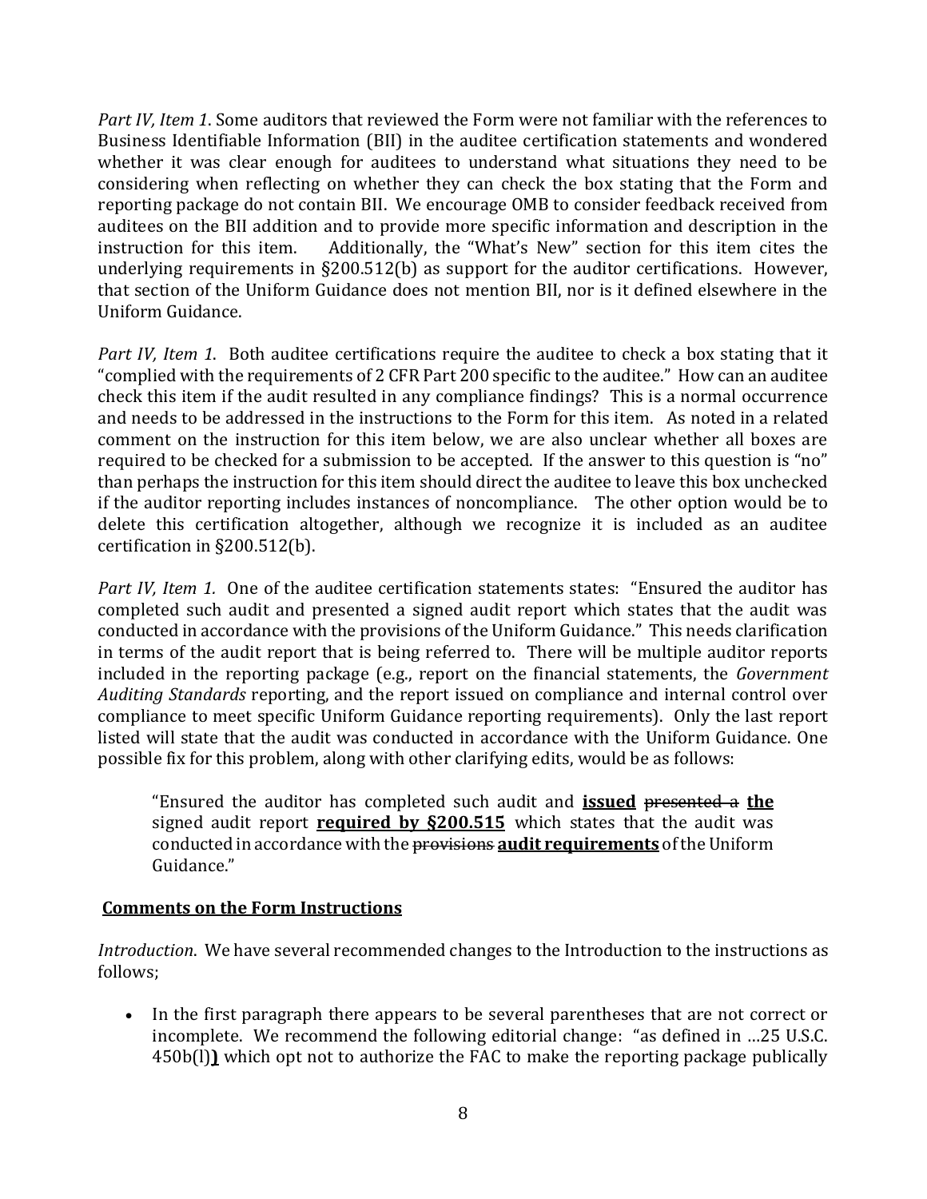*Part IV, Item 1*. Some auditors that reviewed the Form were not familiar with the references to Business Identifiable Information (BII) in the auditee certification statements and wondered whether it was clear enough for auditees to understand what situations they need to be considering when reflecting on whether they can check the box stating that the Form and reporting package do not contain BII. We encourage OMB to consider feedback received from auditees on the BII addition and to provide more specific information and description in the instruction for this item. Additionally, the "What's New" section for this item cites the underlying requirements in §200.512(b) as support for the auditor certifications. However, that section of the Uniform Guidance does not mention BII, nor is it defined elsewhere in the Uniform Guidance.

*Part IV, Item 1*. Both auditee certifications require the auditee to check a box stating that it "complied with the requirements of 2 CFR Part 200 specific to the auditee." How can an auditee check this item if the audit resulted in any compliance findings? This is a normal occurrence and needs to be addressed in the instructions to the Form for this item. As noted in a related comment on the instruction for this item below, we are also unclear whether all boxes are required to be checked for a submission to be accepted. If the answer to this question is "no" than perhaps the instruction for this item should direct the auditee to leave this box unchecked if the auditor reporting includes instances of noncompliance. The other option would be to delete this certification altogether, although we recognize it is included as an auditee certification in §200.512(b).

*Part IV, Item 1.* One of the auditee certification statements states: "Ensured the auditor has completed such audit and presented a signed audit report which states that the audit was conducted in accordance with the provisions of the Uniform Guidance." This needs clarification in terms of the audit report that is being referred to. There will be multiple auditor reports included in the reporting package (e.g., report on the financial statements, the *Government Auditing Standards* reporting, and the report issued on compliance and internal control over compliance to meet specific Uniform Guidance reporting requirements). Only the last report listed will state that the audit was conducted in accordance with the Uniform Guidance. One possible fix for this problem, along with other clarifying edits, would be as follows:

> "Ensured the auditor has completed such audit and **issued** ~~presented a~~ **the** signed audit report **required by §200.515** which states that the audit was conducted in accordance with the ~~provisions~~ **audit requirements** of the Uniform Guidance."

## Comments on the Form Instructions

*Introduction*. We have several recommended changes to the Introduction to the instructions as follows;

- In the first paragraph there appears to be several parentheses that are not correct or incomplete. We recommend the following editorial change: "as defined in …25 U.S.C. 450b(l)**)** which opt not to authorize the FAC to make the reporting package publically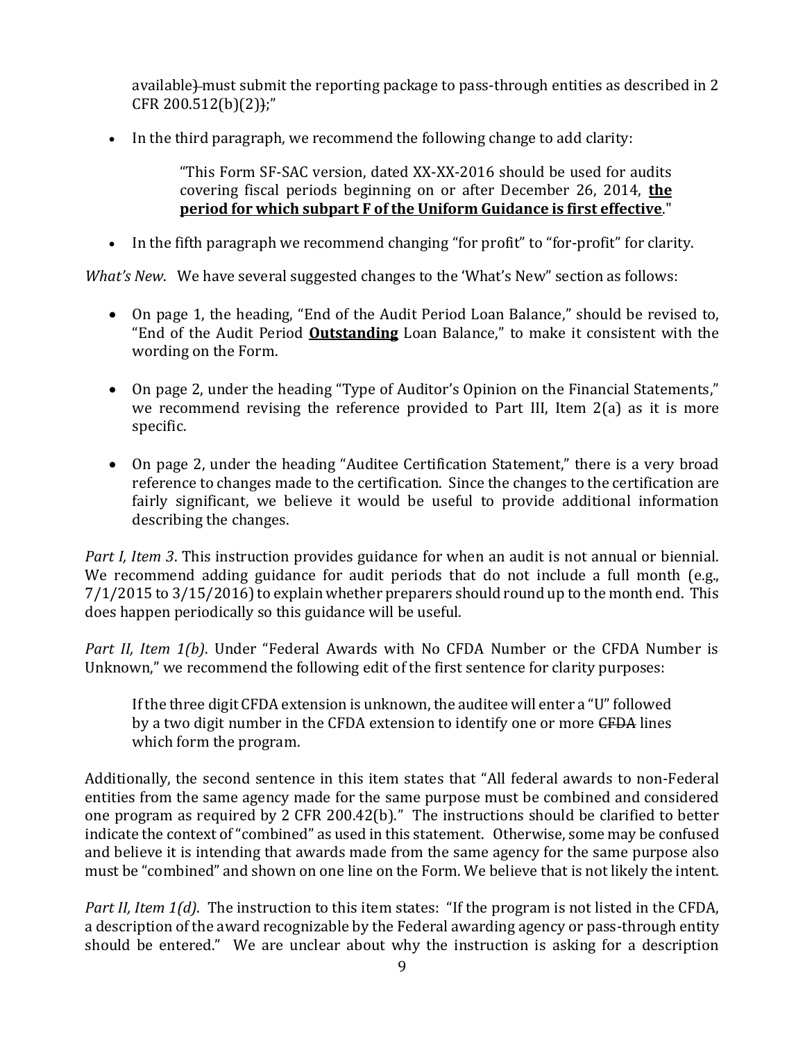available) must submit the reporting package to pass-through entities as described in 2 CFR 200.512(b)(2));"

- In the third paragraph, we recommend the following change to add clarity:

  > "This Form SF-SAC version, dated XX-XX-2016 should be used for audits covering fiscal periods beginning on or after December 26, 2014, **the period for which subpart F of the Uniform Guidance is first effective**."

- In the fifth paragraph we recommend changing "for profit" to "for-profit" for clarity.

*What's New*. We have several suggested changes to the 'What's New" section as follows:

- On page 1, the heading, "End of the Audit Period Loan Balance," should be revised to, "End of the Audit Period **Outstanding** Loan Balance," to make it consistent with the wording on the Form.

- On page 2, under the heading "Type of Auditor's Opinion on the Financial Statements," we recommend revising the reference provided to Part III, Item 2(a) as it is more specific.

- On page 2, under the heading "Auditee Certification Statement," there is a very broad reference to changes made to the certification. Since the changes to the certification are fairly significant, we believe it would be useful to provide additional information describing the changes.

*Part I, Item 3*. This instruction provides guidance for when an audit is not annual or biennial. We recommend adding guidance for audit periods that do not include a full month (e.g., 7/1/2015 to 3/15/2016) to explain whether preparers should round up to the month end. This does happen periodically so this guidance will be useful.

*Part II, Item 1(b)*. Under "Federal Awards with No CFDA Number or the CFDA Number is Unknown," we recommend the following edit of the first sentence for clarity purposes:

> If the three digit CFDA extension is unknown, the auditee will enter a "U" followed by a two digit number in the CFDA extension to identify one or more ~~CFDA~~ lines which form the program.

Additionally, the second sentence in this item states that "All federal awards to non-Federal entities from the same agency made for the same purpose must be combined and considered one program as required by 2 CFR 200.42(b)." The instructions should be clarified to better indicate the context of "combined" as used in this statement. Otherwise, some may be confused and believe it is intending that awards made from the same agency for the same purpose also must be "combined" and shown on one line on the Form. We believe that is not likely the intent.

*Part II, Item 1(d)*. The instruction to this item states: "If the program is not listed in the CFDA, a description of the award recognizable by the Federal awarding agency or pass-through entity should be entered." We are unclear about why the instruction is asking for a description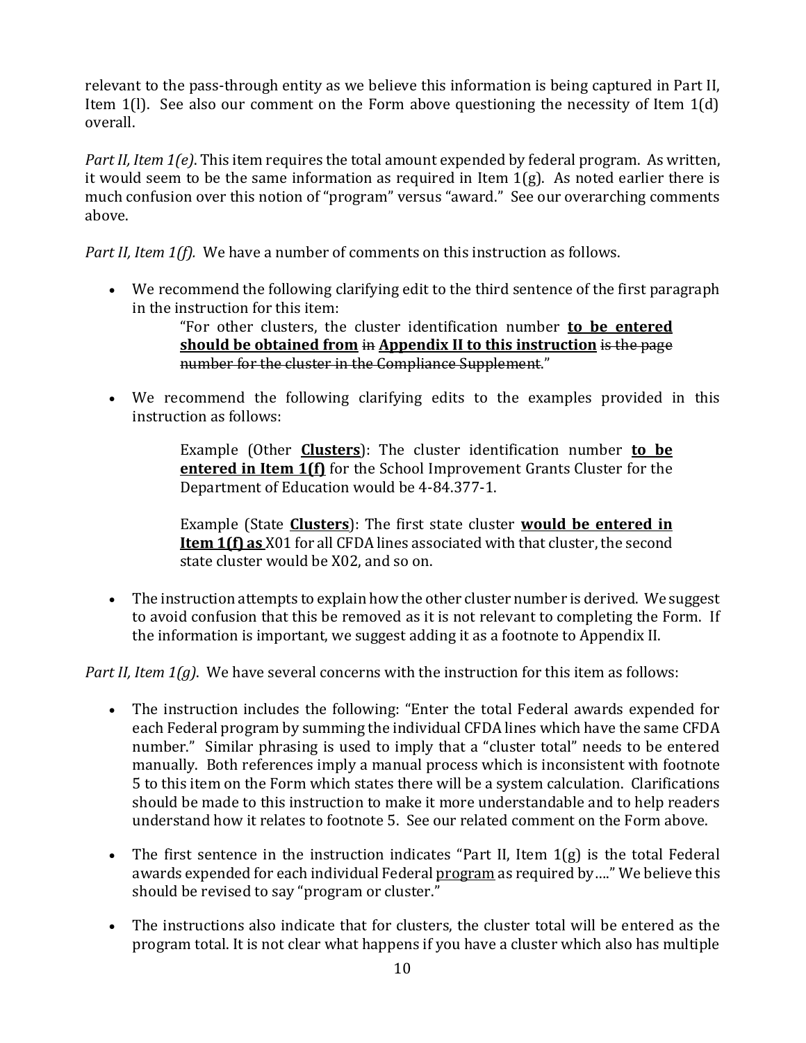relevant to the pass-through entity as we believe this information is being captured in Part II, Item 1(l). See also our comment on the Form above questioning the necessity of Item 1(d) overall.

*Part II, Item 1(e)*. This item requires the total amount expended by federal program. As written, it would seem to be the same information as required in Item 1(g). As noted earlier there is much confusion over this notion of "program" versus "award." See our overarching comments above.

*Part II, Item 1(f).* We have a number of comments on this instruction as follows.

- We recommend the following clarifying edit to the third sentence of the first paragraph in the instruction for this item:

  > "For other clusters, the cluster identification number **<u>to be entered should be obtained from</u>** ~~in~~ **<u>Appendix II to this instruction</u>** ~~is the page number for the cluster in the Compliance Supplement~~."

- We recommend the following clarifying edits to the examples provided in this instruction as follows:

  > Example (Other **<u>Clusters</u>**): The cluster identification number **<u>to be entered in Item 1(f)</u>** for the School Improvement Grants Cluster for the Department of Education would be 4-84.377-1.
  >
  > Example (State **<u>Clusters</u>**): The first state cluster **<u>would be entered in Item 1(f) as</u>** X01 for all CFDA lines associated with that cluster, the second state cluster would be X02, and so on.

- The instruction attempts to explain how the other cluster number is derived. We suggest to avoid confusion that this be removed as it is not relevant to completing the Form. If the information is important, we suggest adding it as a footnote to Appendix II.

*Part II, Item 1(g)*. We have several concerns with the instruction for this item as follows:

- The instruction includes the following: "Enter the total Federal awards expended for each Federal program by summing the individual CFDA lines which have the same CFDA number." Similar phrasing is used to imply that a "cluster total" needs to be entered manually. Both references imply a manual process which is inconsistent with footnote 5 to this item on the Form which states there will be a system calculation. Clarifications should be made to this instruction to make it more understandable and to help readers understand how it relates to footnote 5. See our related comment on the Form above.

- The first sentence in the instruction indicates "Part II, Item 1(g) is the total Federal awards expended for each individual Federal <u>program</u> as required by…." We believe this should be revised to say "program or cluster."

- The instructions also indicate that for clusters, the cluster total will be entered as the program total. It is not clear what happens if you have a cluster which also has multiple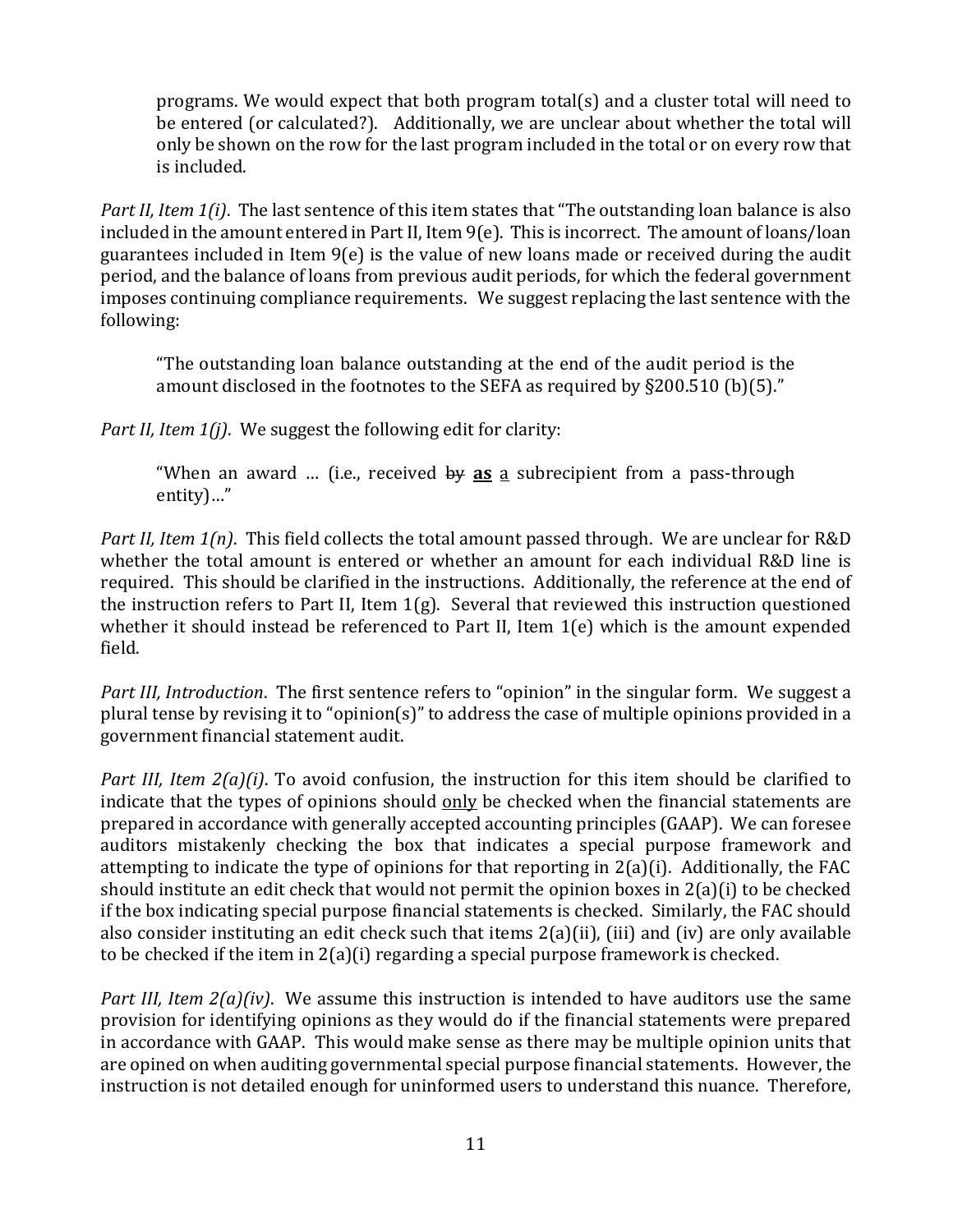programs. We would expect that both program total(s) and a cluster total will need to be entered (or calculated?). Additionally, we are unclear about whether the total will only be shown on the row for the last program included in the total or on every row that is included.

*Part II, Item 1(i)*. The last sentence of this item states that "The outstanding loan balance is also included in the amount entered in Part II, Item 9(e). This is incorrect. The amount of loans/loan guarantees included in Item 9(e) is the value of new loans made or received during the audit period, and the balance of loans from previous audit periods, for which the federal government imposes continuing compliance requirements. We suggest replacing the last sentence with the following:

> "The outstanding loan balance outstanding at the end of the audit period is the amount disclosed in the footnotes to the SEFA as required by §200.510 (b)(5)."

*Part II, Item 1(j)*. We suggest the following edit for clarity:

> "When an award … (i.e., received ~~by~~ **<u>as</u>** <u>a</u> subrecipient from a pass-through entity)…"

*Part II, Item 1(n)*. This field collects the total amount passed through. We are unclear for R&D whether the total amount is entered or whether an amount for each individual R&D line is required. This should be clarified in the instructions. Additionally, the reference at the end of the instruction refers to Part II, Item 1(g). Several that reviewed this instruction questioned whether it should instead be referenced to Part II, Item 1(e) which is the amount expended field.

*Part III, Introduction*. The first sentence refers to "opinion" in the singular form. We suggest a plural tense by revising it to "opinion(s)" to address the case of multiple opinions provided in a government financial statement audit.

*Part III, Item 2(a)(i)*. To avoid confusion, the instruction for this item should be clarified to indicate that the types of opinions should <u>only</u> be checked when the financial statements are prepared in accordance with generally accepted accounting principles (GAAP). We can foresee auditors mistakenly checking the box that indicates a special purpose framework and attempting to indicate the type of opinions for that reporting in 2(a)(i). Additionally, the FAC should institute an edit check that would not permit the opinion boxes in 2(a)(i) to be checked if the box indicating special purpose financial statements is checked. Similarly, the FAC should also consider instituting an edit check such that items 2(a)(ii), (iii) and (iv) are only available to be checked if the item in 2(a)(i) regarding a special purpose framework is checked.

*Part III, Item 2(a)(iv)*. We assume this instruction is intended to have auditors use the same provision for identifying opinions as they would do if the financial statements were prepared in accordance with GAAP. This would make sense as there may be multiple opinion units that are opined on when auditing governmental special purpose financial statements. However, the instruction is not detailed enough for uninformed users to understand this nuance. Therefore,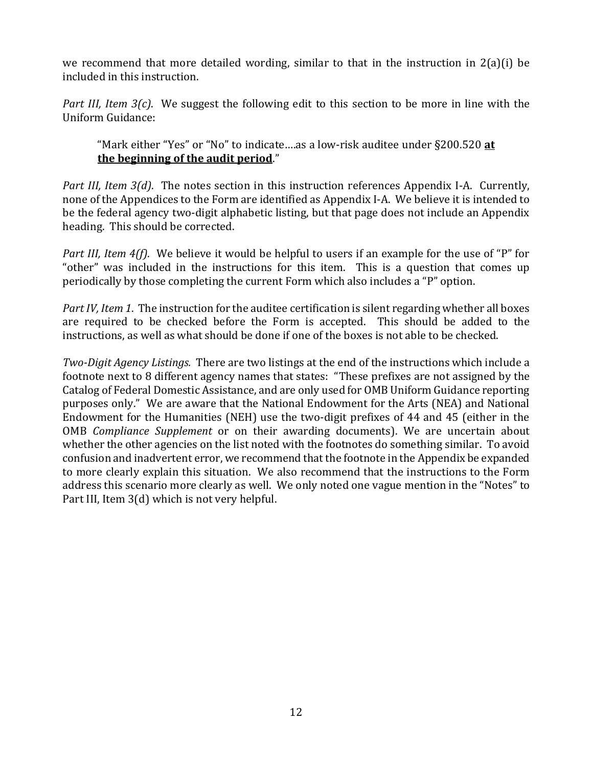we recommend that more detailed wording, similar to that in the instruction in 2(a)(i) be included in this instruction.

*Part III, Item 3(c)*. We suggest the following edit to this section to be more in line with the Uniform Guidance:

> "Mark either "Yes" or "No" to indicate….as a low-risk auditee under §200.520 **at the beginning of the audit period**."

*Part III, Item 3(d)*. The notes section in this instruction references Appendix I-A. Currently, none of the Appendices to the Form are identified as Appendix I-A. We believe it is intended to be the federal agency two-digit alphabetic listing, but that page does not include an Appendix heading. This should be corrected.

*Part III, Item 4(f)*. We believe it would be helpful to users if an example for the use of "P" for "other" was included in the instructions for this item. This is a question that comes up periodically by those completing the current Form which also includes a "P" option.

*Part IV, Item 1*. The instruction for the auditee certification is silent regarding whether all boxes are required to be checked before the Form is accepted. This should be added to the instructions, as well as what should be done if one of the boxes is not able to be checked.

*Two-Digit Agency Listings.* There are two listings at the end of the instructions which include a footnote next to 8 different agency names that states: "These prefixes are not assigned by the Catalog of Federal Domestic Assistance, and are only used for OMB Uniform Guidance reporting purposes only." We are aware that the National Endowment for the Arts (NEA) and National Endowment for the Humanities (NEH) use the two-digit prefixes of 44 and 45 (either in the OMB *Compliance Supplement* or on their awarding documents). We are uncertain about whether the other agencies on the list noted with the footnotes do something similar. To avoid confusion and inadvertent error, we recommend that the footnote in the Appendix be expanded to more clearly explain this situation. We also recommend that the instructions to the Form address this scenario more clearly as well. We only noted one vague mention in the "Notes" to Part III, Item 3(d) which is not very helpful.